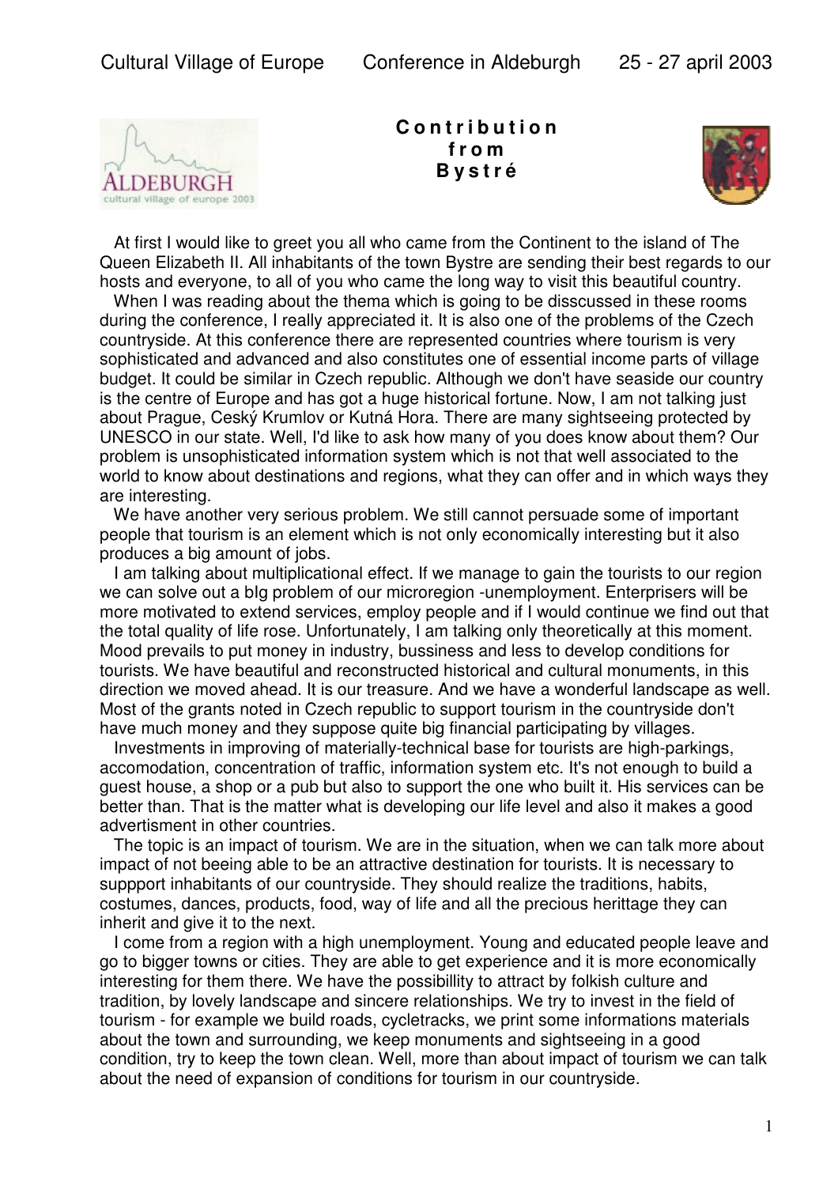# Contribution from Bystré

At first I would like to greet you all who came from the Continent to the island of The Queen Elizabeth II. All inhabitants of the town Bystre are sending their best regards to our hosts and everyone, to all of you who came the long way to visit this beautiful country.

When I was reading about the thema which is going to be disscussed in these rooms during the conference, I really appreciated it. It is also one of the problems of the Czech countryside. At this conference there are represented countries where tourism is very sophisticated and advanced and also constitutes one of essential income parts of village budget. It could be similar in Czech republic. Although we don't have seaside our country is the centre of Europe and has got a huge historical fortune. Now, I am not talking just about Prague, Ceský Krumlov or Kutná Hora. There are many sightseeing protected by UNESCO in our state. Well, I'd like to ask how many of you does know about them? Our problem is unsophisticated information system which is not that well associated to the world to know about destinations and regions, what they can offer and in which ways they are interesting.

We have another very serious problem. We still cannot persuade some of important people that tourism is an element which is not only economically interesting but it also produces a big amount of jobs.

I am talking about multiplicational effect. If we manage to gain the tourists to our region we can solve out a bIg problem of our microregion -unemployment. Enterprisers will be more motivated to extend services, employ people and if I would continue we find out that the total quality of life rose. Unfortunately, I am talking only theoretically at this moment. Mood prevails to put money in industry, bussiness and less to develop conditions for tourists. We have beautiful and reconstructed historical and cultural monuments, in this direction we moved ahead. It is our treasure. And we have a wonderful landscape as well. Most of the grants noted in Czech republic to support tourism in the countryside don't have much money and they suppose quite big financial participating by villages.

Investments in improving of materially-technical base for tourists are high-parkings, accomodation, concentration of traffic, information system etc. It's not enough to build a guest house, a shop or a pub but also to support the one who built it. His services can be better than. That is the matter what is developing our life level and also it makes a good advertisment in other countries.

The topic is an impact of tourism. We are in the situation, when we can talk more about impact of not beeing able to be an attractive destination for tourists. It is necessary to suppport inhabitants of our countryside. They should realize the traditions, habits, costumes, dances, products, food, way of life and all the precious herittage they can inherit and give it to the next.

I come from a region with a high unemployment. Young and educated people leave and go to bigger towns or cities. They are able to get experience and it is more economically interesting for them there. We have the possibillity to attract by folkish culture and tradition, by lovely landscape and sincere relationships. We try to invest in the field of tourism - for example we build roads, cycletracks, we print some informations materials about the town and surrounding, we keep monuments and sightseeing in a good condition, try to keep the town clean. Well, more than about impact of tourism we can talk about the need of expansion of conditions for tourism in our countryside.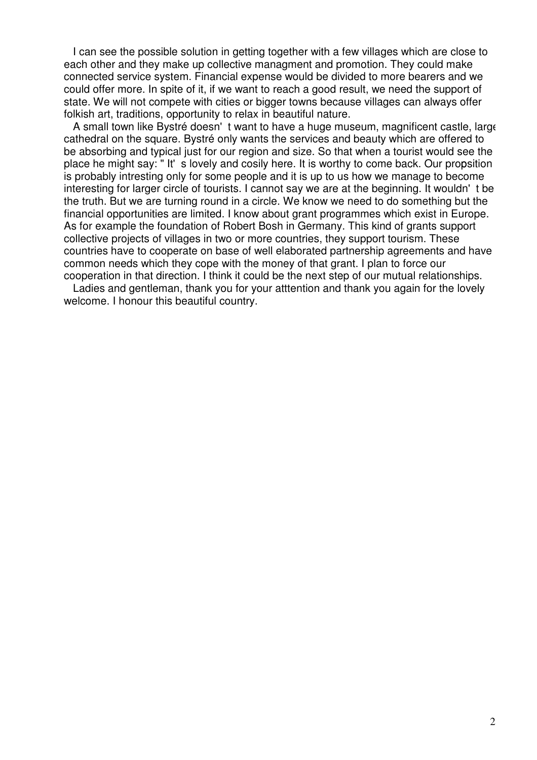I can see the possible solution in getting together with a few villages which are close to each other and they make up collective managment and promotion. They could make connected service system. Financial expense would be divided to more bearers and we could offer more. In spite of it, if we want to reach a good result, we need the support of state. We will not compete with cities or bigger towns because villages can always offer folkish art, traditions, opportunity to relax in beautiful nature.

A small town like Bystré doesn' t want to have a huge museum, magnificent castle, large cathedral on the square. Bystré only wants the services and beauty which are offered to be absorbing and typical just for our region and size. So that when a tourist would see the place he might say: " It' s lovely and cosily here. It is worthy to come back. Our propsition is probably intresting only for some people and it is up to us how we manage to become interesting for larger circle of tourists. I cannot say we are at the beginning. It wouldn' t be the truth. But we are turning round in a circle. We know we need to do something but the financial opportunities are limited. I know about grant programmes which exist in Europe. As for example the foundation of Robert Bosh in Germany. This kind of grants support collective projects of villages in two or more countries, they support tourism. These countries have to cooperate on base of well elaborated partnership agreements and have common needs which they cope with the money of that grant. I plan to force our cooperation in that direction. I think it could be the next step of our mutual relationships.

Ladies and gentleman, thank you for your atttention and thank you again for the lovely welcome. I honour this beautiful country.